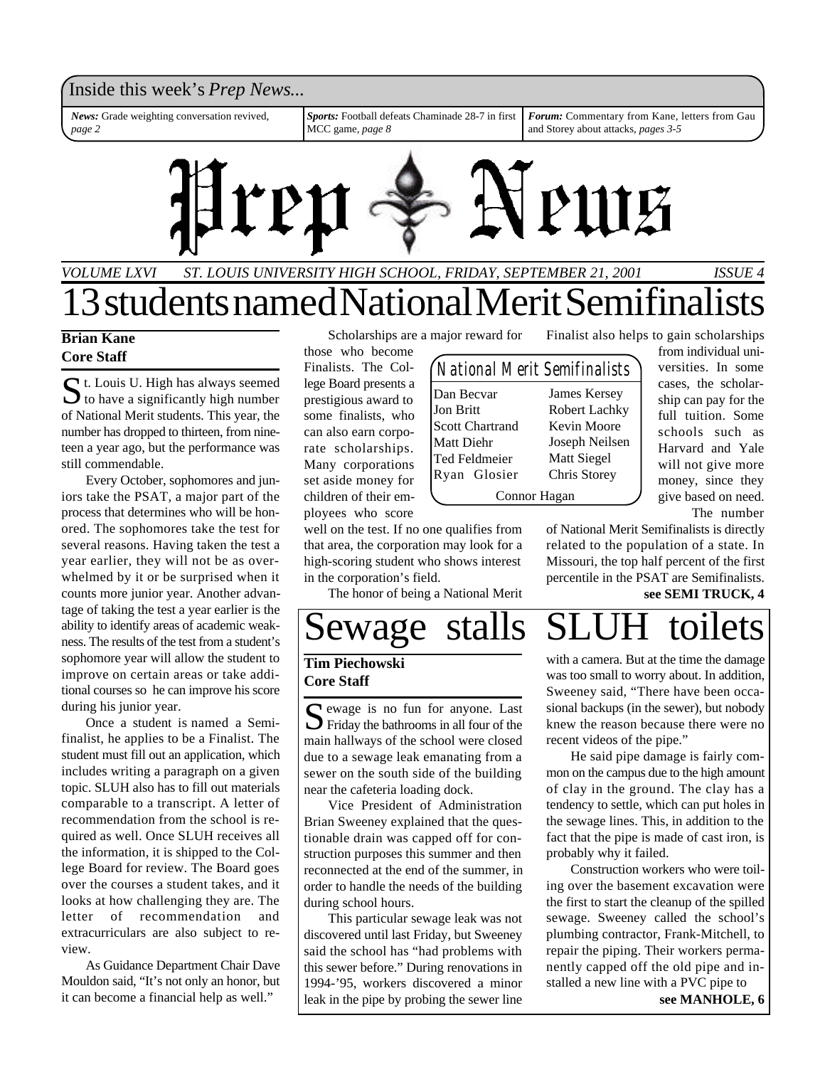Inside this week's *Prep News...*

***News:*** Grade weighting conversation revived, *page 2*

***Sports:*** Football defeats Chaminade 28-7 in first MCC game, *page 8*

***Forum:*** Commentary from Kane, letters from Gau and Storey about attacks, *pages 3-5*

# Prep News

*VOLUME LXVI — ST. LOUIS UNIVERSITY HIGH SCHOOL, FRIDAY, SEPTEMBER 21, 2001 — ISSUE 4*

# 13 students named National Merit Semifinalists

**Brian Kane**
**Core Staff**

St. Louis U. High has always seemed to have a significantly high number of National Merit students. This year, the number has dropped to thirteen, from nineteen a year ago, but the performance was still commendable.

Every October, sophomores and juniors take the PSAT, a major part of the process that determines who will be honored. The sophomores take the test for several reasons. Having taken the test a year earlier, they will not be as overwhelmed by it or be surprised when it counts more junior year. Another advantage of taking the test a year earlier is the ability to identify areas of academic weakness. The results of the test from a student's sophomore year will allow the student to improve on certain areas or take additional courses so he can improve his score during his junior year.

Once a student is named a Semifinalist, he applies to be a Finalist. The student must fill out an application, which includes writing a paragraph on a given topic. SLUH also has to fill out materials comparable to a transcript. A letter of recommendation from the school is required as well. Once SLUH receives all the information, it is shipped to the College Board for review. The Board goes over the courses a student takes, and it looks at how challenging they are. The letter of recommendation and extracurriculars are also subject to review.

As Guidance Department Chair Dave Mouldon said, "It's not only an honor, but it can become a financial help as well."

Scholarships are a major reward for those who become Finalists. The College Board presents a prestigious award to some finalists, who can also earn corporate scholarships. Many corporations set aside money for children of their employees who score well on the test. If no one qualifies from that area, the corporation may look for a high-scoring student who shows interest in the corporation's field.

The honor of being a National Merit Finalist also helps to gain scholarships from individual universities. In some cases, the scholarship can pay for the full tuition. Some schools such as Harvard and Yale will not give more money, since they give based on need.

The number of National Merit Semifinalists is directly related to the population of a state. In Missouri, the top half percent of the first percentile in the PSAT are Semifinalists.

**see SEMI TRUCK, 4**

| National Merit Semifinalists | |
|---|---|
| Dan Becvar | James Kersey |
| Jon Britt | Robert Lachky |
| Scott Chartrand | Kevin Moore |
| Matt Diehr | Joseph Neilsen |
| Ted Feldmeier | Matt Siegel |
| Ryan Glosier | Chris Storey |
| Connor Hagan | |

# Sewage stalls SLUH toilets

**Tim Piechowski**
**Core Staff**

Sewage is no fun for anyone. Last Friday the bathrooms in all four of the main hallways of the school were closed due to a sewage leak emanating from a sewer on the south side of the building near the cafeteria loading dock.

Vice President of Administration Brian Sweeney explained that the questionable drain was capped off for construction purposes this summer and then reconnected at the end of the summer, in order to handle the needs of the building during school hours.

This particular sewage leak was not discovered until last Friday, but Sweeney said the school has "had problems with this sewer before." During renovations in 1994-'95, workers discovered a minor leak in the pipe by probing the sewer line with a camera. But at the time the damage was too small to worry about. In addition, Sweeney said, "There have been occasional backups (in the sewer), but nobody knew the reason because there were no recent videos of the pipe."

He said pipe damage is fairly common on the campus due to the high amount of clay in the ground. The clay has a tendency to settle, which can put holes in the sewage lines. This, in addition to the fact that the pipe is made of cast iron, is probably why it failed.

Construction workers who were toiling over the basement excavation were the first to start the cleanup of the spilled sewage. Sweeney called the school's plumbing contractor, Frank-Mitchell, to repair the piping. Their workers permanently capped off the old pipe and installed a new line with a PVC pipe to

**see MANHOLE, 6**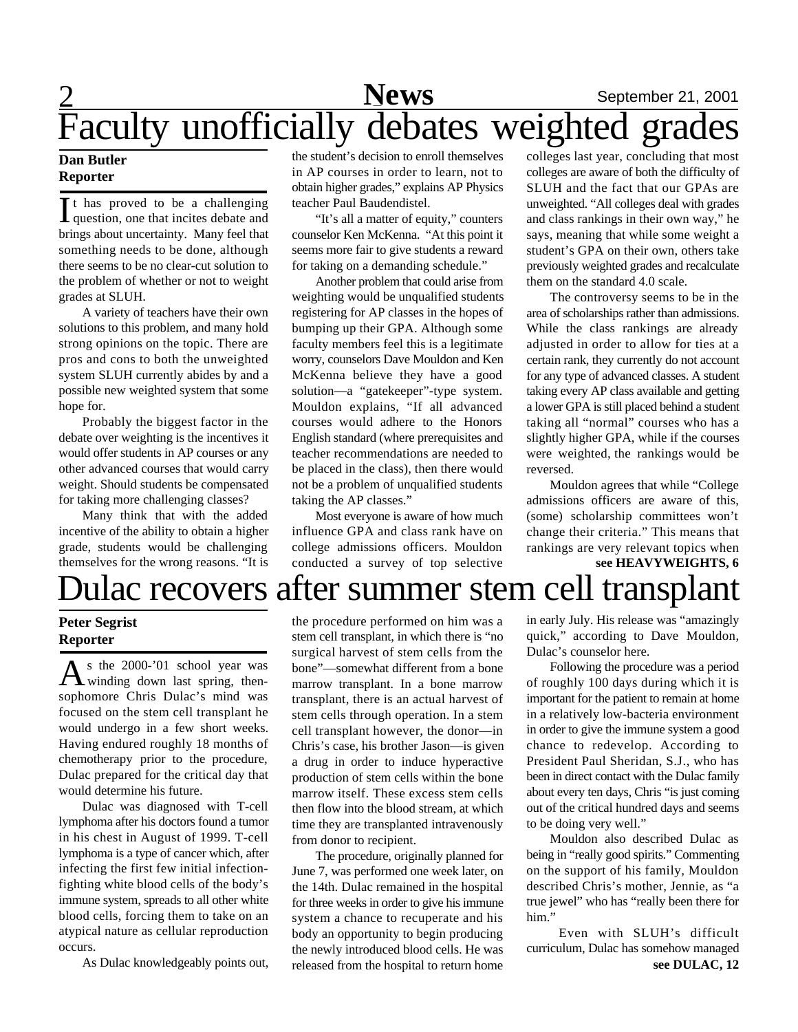# Faculty unofficially debates weighted grades

**Dan Butler**
**Reporter**

It has proved to be a challenging question, one that incites debate and brings about uncertainty. Many feel that something needs to be done, although there seems to be no clear-cut solution to the problem of whether or not to weight grades at SLUH.

A variety of teachers have their own solutions to this problem, and many hold strong opinions on the topic. There are pros and cons to both the unweighted system SLUH currently abides by and a possible new weighted system that some hope for.

Probably the biggest factor in the debate over weighting is the incentives it would offer students in AP courses or any other advanced courses that would carry weight. Should students be compensated for taking more challenging classes?

Many think that with the added incentive of the ability to obtain a higher grade, students would be challenging themselves for the wrong reasons. "It is the student's decision to enroll themselves in AP courses in order to learn, not to obtain higher grades," explains AP Physics teacher Paul Baudendistel.

"It's all a matter of equity," counters counselor Ken McKenna. "At this point it seems more fair to give students a reward for taking on a demanding schedule."

Another problem that could arise from weighting would be unqualified students registering for AP classes in the hopes of bumping up their GPA. Although some faculty members feel this is a legitimate worry, counselors Dave Mouldon and Ken McKenna believe they have a good solution—a "gatekeeper"-type system. Mouldon explains, "If all advanced courses would adhere to the Honors English standard (where prerequisites and teacher recommendations are needed to be placed in the class), then there would not be a problem of unqualified students taking the AP classes."

Most everyone is aware of how much influence GPA and class rank have on college admissions officers. Mouldon conducted a survey of top selective colleges last year, concluding that most colleges are aware of both the difficulty of SLUH and the fact that our GPAs are unweighted. "All colleges deal with grades and class rankings in their own way," he says, meaning that while some weight a student's GPA on their own, others take previously weighted grades and recalculate them on the standard 4.0 scale.

The controversy seems to be in the area of scholarships rather than admissions. While the class rankings are already adjusted in order to allow for ties at a certain rank, they currently do not account for any type of advanced classes. A student taking every AP class available and getting a lower GPA is still placed behind a student taking all "normal" courses who has a slightly higher GPA, while if the courses were weighted, the rankings would be reversed.

Mouldon agrees that while "College admissions officers are aware of this, (some) scholarship committees won't change their criteria." This means that rankings are very relevant topics when

**see HEAVYWEIGHTS, 6**

# Dulac recovers after summer stem cell transplant

**Peter Segrist**
**Reporter**

As the 2000-'01 school year was winding down last spring, then-sophomore Chris Dulac's mind was focused on the stem cell transplant he would undergo in a few short weeks. Having endured roughly 18 months of chemotherapy prior to the procedure, Dulac prepared for the critical day that would determine his future.

Dulac was diagnosed with T-cell lymphoma after his doctors found a tumor in his chest in August of 1999. T-cell lymphoma is a type of cancer which, after infecting the first few initial infection-fighting white blood cells of the body's immune system, spreads to all other white blood cells, forcing them to take on an atypical nature as cellular reproduction occurs.

As Dulac knowledgeably points out, the procedure performed on him was a stem cell transplant, in which there is "no surgical harvest of stem cells from the bone"—somewhat different from a bone marrow transplant. In a bone marrow transplant, there is an actual harvest of stem cells through operation. In a stem cell transplant however, the donor—in Chris's case, his brother Jason—is given a drug in order to induce hyperactive production of stem cells within the bone marrow itself. These excess stem cells then flow into the blood stream, at which time they are transplanted intravenously from donor to recipient.

The procedure, originally planned for June 7, was performed one week later, on the 14th. Dulac remained in the hospital for three weeks in order to give his immune system a chance to recuperate and his body an opportunity to begin producing the newly introduced blood cells. He was released from the hospital to return home in early July. His release was "amazingly quick," according to Dave Mouldon, Dulac's counselor here.

Following the procedure was a period of roughly 100 days during which it is important for the patient to remain at home in a relatively low-bacteria environment in order to give the immune system a good chance to redevelop. According to President Paul Sheridan, S.J., who has been in direct contact with the Dulac family about every ten days, Chris "is just coming out of the critical hundred days and seems to be doing very well."

Mouldon also described Dulac as being in "really good spirits." Commenting on the support of his family, Mouldon described Chris's mother, Jennie, as "a true jewel" who has "really been there for him."

Even with SLUH's difficult curriculum, Dulac has somehow managed

**see DULAC, 12**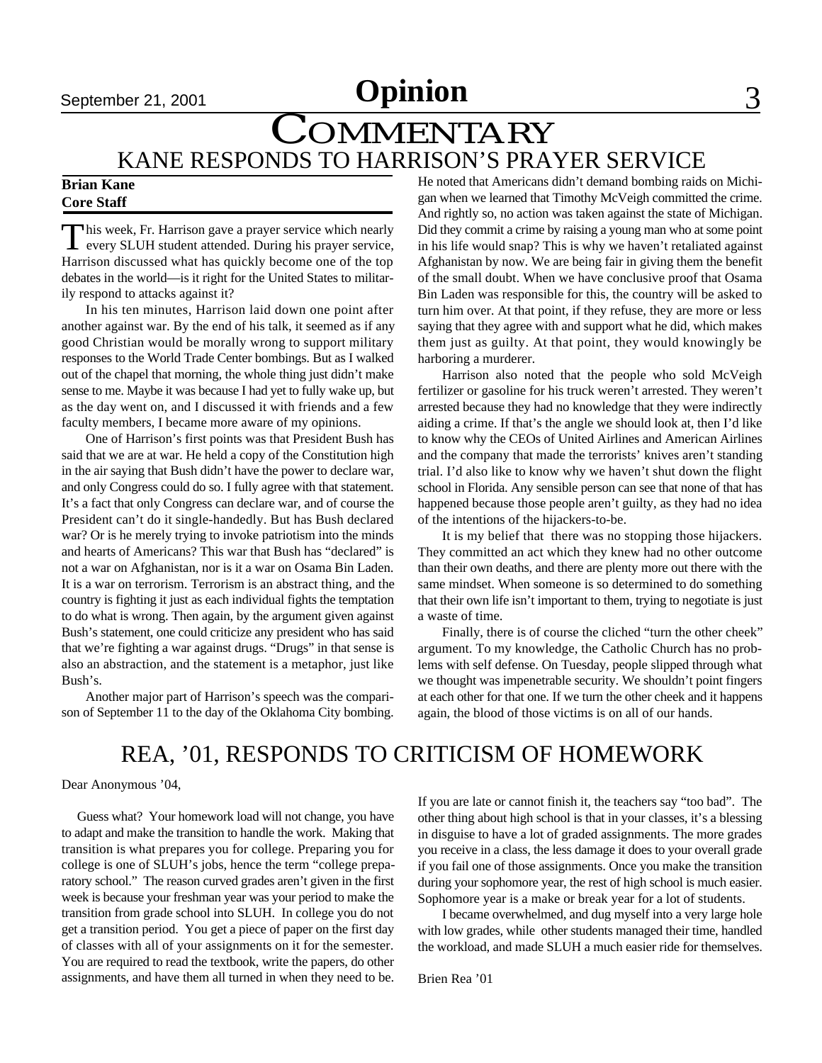# Opinion

# COMMENTARY

## KANE RESPONDS TO HARRISON'S PRAYER SERVICE

**Brian Kane**
**Core Staff**

This week, Fr. Harrison gave a prayer service which nearly every SLUH student attended. During his prayer service, Harrison discussed what has quickly become one of the top debates in the world—is it right for the United States to militarily respond to attacks against it?

In his ten minutes, Harrison laid down one point after another against war. By the end of his talk, it seemed as if any good Christian would be morally wrong to support military responses to the World Trade Center bombings. But as I walked out of the chapel that morning, the whole thing just didn't make sense to me. Maybe it was because I had yet to fully wake up, but as the day went on, and I discussed it with friends and a few faculty members, I became more aware of my opinions.

One of Harrison's first points was that President Bush has said that we are at war. He held a copy of the Constitution high in the air saying that Bush didn't have the power to declare war, and only Congress could do so. I fully agree with that statement. It's a fact that only Congress can declare war, and of course the President can't do it single-handedly. But has Bush declared war? Or is he merely trying to invoke patriotism into the minds and hearts of Americans? This war that Bush has "declared" is not a war on Afghanistan, nor is it a war on Osama Bin Laden. It is a war on terrorism. Terrorism is an abstract thing, and the country is fighting it just as each individual fights the temptation to do what is wrong. Then again, by the argument given against Bush's statement, one could criticize any president who has said that we're fighting a war against drugs. "Drugs" in that sense is also an abstraction, and the statement is a metaphor, just like Bush's.

Another major part of Harrison's speech was the comparison of September 11 to the day of the Oklahoma City bombing. He noted that Americans didn't demand bombing raids on Michigan when we learned that Timothy McVeigh committed the crime. And rightly so, no action was taken against the state of Michigan. Did they commit a crime by raising a young man who at some point in his life would snap? This is why we haven't retaliated against Afghanistan by now. We are being fair in giving them the benefit of the small doubt. When we have conclusive proof that Osama Bin Laden was responsible for this, the country will be asked to turn him over. At that point, if they refuse, they are more or less saying that they agree with and support what he did, which makes them just as guilty. At that point, they would knowingly be harboring a murderer.

Harrison also noted that the people who sold McVeigh fertilizer or gasoline for his truck weren't arrested. They weren't arrested because they had no knowledge that they were indirectly aiding a crime. If that's the angle we should look at, then I'd like to know why the CEOs of United Airlines and American Airlines and the company that made the terrorists' knives aren't standing trial. I'd also like to know why we haven't shut down the flight school in Florida. Any sensible person can see that none of that has happened because those people aren't guilty, as they had no idea of the intentions of the hijackers-to-be.

It is my belief that there was no stopping those hijackers. They committed an act which they knew had no other outcome than their own deaths, and there are plenty more out there with the same mindset. When someone is so determined to do something that their own life isn't important to them, trying to negotiate is just a waste of time.

Finally, there is of course the cliched "turn the other cheek" argument. To my knowledge, the Catholic Church has no problems with self defense. On Tuesday, people slipped through what we thought was impenetrable security. We shouldn't point fingers at each other for that one. If we turn the other cheek and it happens again, the blood of those victims is on all of our hands.

## REA, '01, RESPONDS TO CRITICISM OF HOMEWORK

Dear Anonymous '04,

Guess what? Your homework load will not change, you have to adapt and make the transition to handle the work. Making that transition is what prepares you for college. Preparing you for college is one of SLUH's jobs, hence the term "college preparatory school." The reason curved grades aren't given in the first week is because your freshman year was your period to make the transition from grade school into SLUH. In college you do not get a transition period. You get a piece of paper on the first day of classes with all of your assignments on it for the semester. You are required to read the textbook, write the papers, do other assignments, and have them all turned in when they need to be. If you are late or cannot finish it, the teachers say "too bad". The other thing about high school is that in your classes, it's a blessing in disguise to have a lot of graded assignments. The more grades you receive in a class, the less damage it does to your overall grade if you fail one of those assignments. Once you make the transition during your sophomore year, the rest of high school is much easier. Sophomore year is a make or break year for a lot of students.

I became overwhelmed, and dug myself into a very large hole with low grades, while other students managed their time, handled the workload, and made SLUH a much easier ride for themselves.

Brien Rea '01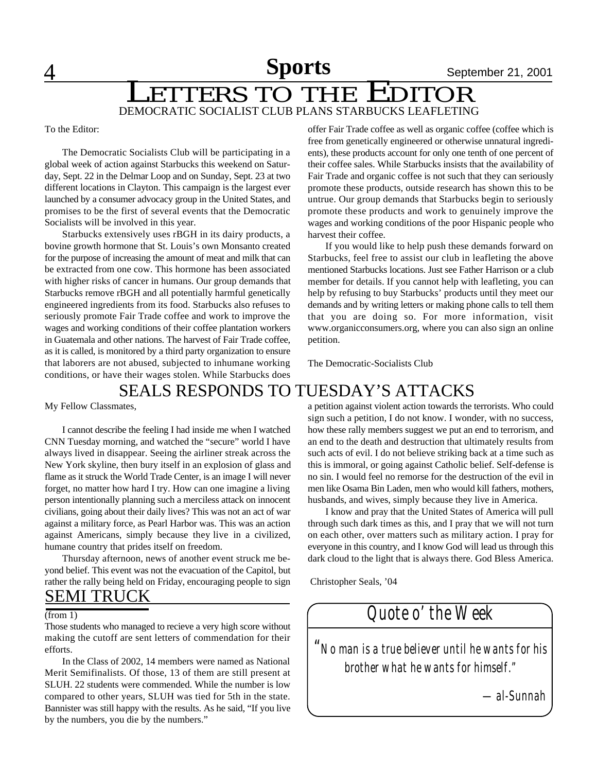# Letters to the Editor

## DEMOCRATIC SOCIALIST CLUB PLANS STARBUCKS LEAFLETING

To the Editor:

The Democratic Socialists Club will be participating in a global week of action against Starbucks this weekend on Saturday, Sept. 22 in the Delmar Loop and on Sunday, Sept. 23 at two different locations in Clayton. This campaign is the largest ever launched by a consumer advocacy group in the United States, and promises to be the first of several events that the Democratic Socialists will be involved in this year.

Starbucks extensively uses rBGH in its dairy products, a bovine growth hormone that St. Louis's own Monsanto created for the purpose of increasing the amount of meat and milk that can be extracted from one cow. This hormone has been associated with higher risks of cancer in humans. Our group demands that Starbucks remove rBGH and all potentially harmful genetically engineered ingredients from its food. Starbucks also refuses to seriously promote Fair Trade coffee and work to improve the wages and working conditions of their coffee plantation workers in Guatemala and other nations. The harvest of Fair Trade coffee, as it is called, is monitored by a third party organization to ensure that laborers are not abused, subjected to inhumane working conditions, or have their wages stolen. While Starbucks does offer Fair Trade coffee as well as organic coffee (coffee which is free from genetically engineered or otherwise unnatural ingredients), these products account for only one tenth of one percent of their coffee sales. While Starbucks insists that the availability of Fair Trade and organic coffee is not such that they can seriously promote these products, outside research has shown this to be untrue. Our group demands that Starbucks begin to seriously promote these products and work to genuinely improve the wages and working conditions of the poor Hispanic people who harvest their coffee.

If you would like to help push these demands forward on Starbucks, feel free to assist our club in leafleting the above mentioned Starbucks locations. Just see Father Harrison or a club member for details. If you cannot help with leafleting, you can help by refusing to buy Starbucks' products until they meet our demands and by writing letters or making phone calls to tell them that you are doing so. For more information, visit www.organicconsumers.org, where you can also sign an online petition.

The Democratic-Socialists Club

## SEALS RESPONDS TO TUESDAY'S ATTACKS

My Fellow Classmates,

I cannot describe the feeling I had inside me when I watched CNN Tuesday morning, and watched the "secure" world I have always lived in disappear. Seeing the airliner streak across the New York skyline, then bury itself in an explosion of glass and flame as it struck the World Trade Center, is an image I will never forget, no matter how hard I try. How can one imagine a living person intentionally planning such a merciless attack on innocent civilians, going about their daily lives? This was not an act of war against a military force, as Pearl Harbor was. This was an action against Americans, simply because they live in a civilized, humane country that prides itself on freedom.

Thursday afternoon, news of another event struck me beyond belief. This event was not the evacuation of the Capitol, but rather the rally being held on Friday, encouraging people to sign a petition against violent action towards the terrorists. Who could sign such a petition, I do not know. I wonder, with no success, how these rally members suggest we put an end to terrorism, and an end to the death and destruction that ultimately results from such acts of evil. I do not believe striking back at a time such as this is immoral, or going against Catholic belief. Self-defense is no sin. I would feel no remorse for the destruction of the evil in men like Osama Bin Laden, men who would kill fathers, mothers, husbands, and wives, simply because they live in America.

I know and pray that the United States of America will pull through such dark times as this, and I pray that we will not turn on each other, over matters such as military action. I pray for everyone in this country, and I know God will lead us through this dark cloud to the light that is always there. God Bless America.

Christopher Seals, '04

## SEMI TRUCK

(from 1)

Those students who managed to recieve a very high score without making the cutoff are sent letters of commendation for their efforts.

In the Class of 2002, 14 members were named as National Merit Semifinalists. Of those, 13 of them are still present at SLUH. 22 students were commended. While the number is low compared to other years, SLUH was tied for 5th in the state. Bannister was still happy with the results. As he said, "If you live by the numbers, you die by the numbers."

### Quote o' the Week

*"No man is a true believer until he wants for his brother what he wants for himself."*

—al-Sunnah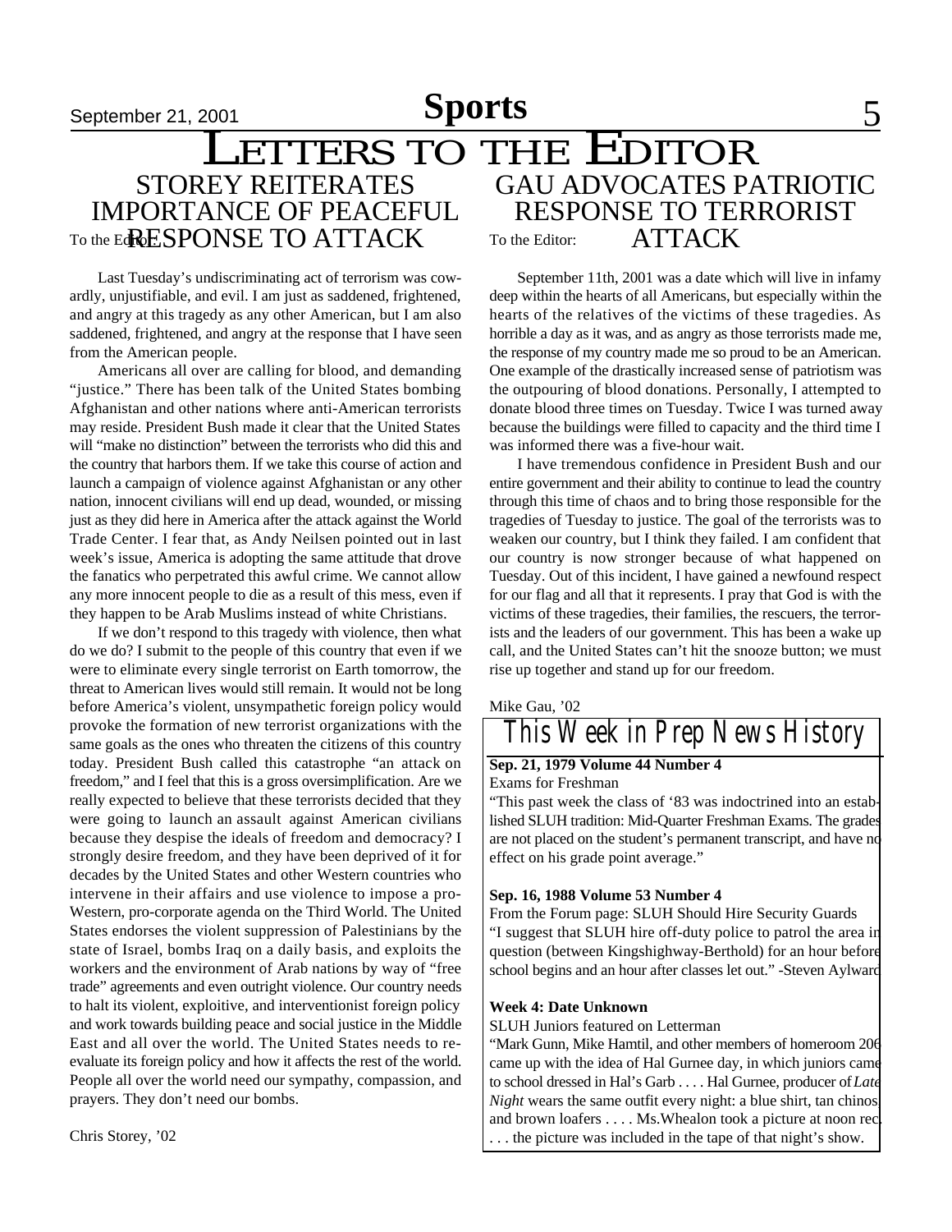# Letters to the Editor

## Storey reiterates importance of peaceful response to attack

To the Editor:

Last Tuesday's undiscriminating act of terrorism was cowardly, unjustifiable, and evil. I am just as saddened, frightened, and angry at this tragedy as any other American, but I am also saddened, frightened, and angry at the response that I have seen from the American people.

Americans all over are calling for blood, and demanding "justice." There has been talk of the United States bombing Afghanistan and other nations where anti-American terrorists may reside. President Bush made it clear that the United States will "make no distinction" between the terrorists who did this and the country that harbors them. If we take this course of action and launch a campaign of violence against Afghanistan or any other nation, innocent civilians will end up dead, wounded, or missing just as they did here in America after the attack against the World Trade Center. I fear that, as Andy Neilsen pointed out in last week's issue, America is adopting the same attitude that drove the fanatics who perpetrated this awful crime. We cannot allow any more innocent people to die as a result of this mess, even if they happen to be Arab Muslims instead of white Christians.

If we don't respond to this tragedy with violence, then what do we do? I submit to the people of this country that even if we were to eliminate every single terrorist on Earth tomorrow, the threat to American lives would still remain. It would not be long before America's violent, unsympathetic foreign policy would provoke the formation of new terrorist organizations with the same goals as the ones who threaten the citizens of this country today. President Bush called this catastrophe "an attack on freedom," and I feel that this is a gross oversimplification. Are we really expected to believe that these terrorists decided that they were going to launch an assault against American civilians because they despise the ideals of freedom and democracy? I strongly desire freedom, and they have been deprived of it for decades by the United States and other Western countries who intervene in their affairs and use violence to impose a pro-Western, pro-corporate agenda on the Third World. The United States endorses the violent suppression of Palestinians by the state of Israel, bombs Iraq on a daily basis, and exploits the workers and the environment of Arab nations by way of "free trade" agreements and even outright violence. Our country needs to halt its violent, exploitive, and interventionist foreign policy and work towards building peace and social justice in the Middle East and all over the world. The United States needs to re-evaluate its foreign policy and how it affects the rest of the world. People all over the world need our sympathy, compassion, and prayers. They don't need our bombs.

Chris Storey, '02

## Gau advocates patriotic response to terrorist attack

To the Editor:

September 11th, 2001 was a date which will live in infamy deep within the hearts of all Americans, but especially within the hearts of the relatives of the victims of these tragedies. As horrible a day as it was, and as angry as those terrorists made me, the response of my country made me so proud to be an American. One example of the drastically increased sense of patriotism was the outpouring of blood donations. Personally, I attempted to donate blood three times on Tuesday. Twice I was turned away because the buildings were filled to capacity and the third time I was informed there was a five-hour wait.

I have tremendous confidence in President Bush and our entire government and their ability to continue to lead the country through this time of chaos and to bring those responsible for the tragedies of Tuesday to justice. The goal of the terrorists was to weaken our country, but I think they failed. I am confident that our country is now stronger because of what happened on Tuesday. Out of this incident, I have gained a newfound respect for our flag and all that it represents. I pray that God is with the victims of these tragedies, their families, the rescuers, the terrorists and the leaders of our government. This has been a wake up call, and the United States can't hit the snooze button; we must rise up together and stand up for our freedom.

Mike Gau, '02

## This Week in Prep News History

**Sep. 21, 1979 Volume 44 Number 4**

Exams for Freshman

"This past week the class of '83 was indoctrined into an established SLUH tradition: Mid-Quarter Freshman Exams. The grades are not placed on the student's permanent transcript, and have no effect on his grade point average."

**Sep. 16, 1988 Volume 53 Number 4**

From the Forum page: SLUH Should Hire Security Guards

"I suggest that SLUH hire off-duty police to patrol the area in question (between Kingshighway-Berthold) for an hour before school begins and an hour after classes let out." -Steven Aylward

**Week 4: Date Unknown**

SLUH Juniors featured on Letterman

"Mark Gunn, Mike Hamtil, and other members of homeroom 206 came up with the idea of Hal Gurnee day, in which juniors came to school dressed in Hal's Garb . . . . Hal Gurnee, producer of *Late Night* wears the same outfit every night: a blue shirt, tan chinos, and brown loafers . . . . Ms.Whealon took a picture at noon rec. . . . the picture was included in the tape of that night's show.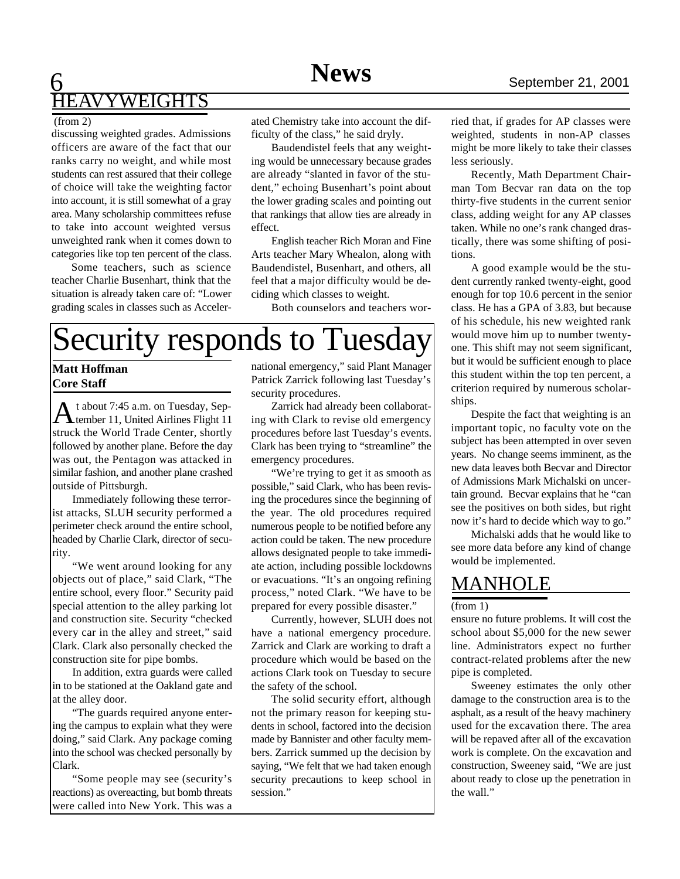## HEAVYWEIGHTS

(from 2)

discussing weighted grades. Admissions officers are aware of the fact that our ranks carry no weight, and while most students can rest assured that their college of choice will take the weighting factor into account, it is still somewhat of a gray area. Many scholarship committees refuse to take into account weighted versus unweighted rank when it comes down to categories like top ten percent of the class.

Some teachers, such as science teacher Charlie Busenhart, think that the situation is already taken care of: "Lower grading scales in classes such as Accelerated Chemistry take into account the difficulty of the class," he said dryly.

Baudendistel feels that any weighting would be unnecessary because grades are already "slanted in favor of the student," echoing Busenhart's point about the lower grading scales and pointing out that rankings that allow ties are already in effect.

English teacher Rich Moran and Fine Arts teacher Mary Whealon, along with Baudendistel, Busenhart, and others, all feel that a major difficulty would be deciding which classes to weight.

Both counselors and teachers worried that, if grades for AP classes were weighted, students in non-AP classes might be more likely to take their classes less seriously.

Recently, Math Department Chairman Tom Becvar ran data on the top thirty-five students in the current senior class, adding weight for any AP classes taken. While no one's rank changed drastically, there was some shifting of positions.

A good example would be the student currently ranked twenty-eight, good enough for top 10.6 percent in the senior class. He has a GPA of 3.83, but because of his schedule, his new weighted rank would move him up to number twenty-one. This shift may not seem significant, but it would be sufficient enough to place this student within the top ten percent, a criterion required by numerous scholarships.

Despite the fact that weighting is an important topic, no faculty vote on the subject has been attempted in over seven years. No change seems imminent, as the new data leaves both Becvar and Director of Admissions Mark Michalski on uncertain ground. Becvar explains that he "can see the positives on both sides, but right now it's hard to decide which way to go."

Michalski adds that he would like to see more data before any kind of change would be implemented.

# Security responds to Tuesday

**Matt Hoffman**
**Core Staff**

At about 7:45 a.m. on Tuesday, September 11, United Airlines Flight 11 struck the World Trade Center, shortly followed by another plane. Before the day was out, the Pentagon was attacked in similar fashion, and another plane crashed outside of Pittsburgh.

Immediately following these terrorist attacks, SLUH security performed a perimeter check around the entire school, headed by Charlie Clark, director of security.

"We went around looking for any objects out of place," said Clark, "The entire school, every floor." Security paid special attention to the alley parking lot and construction site. Security "checked every car in the alley and street," said Clark. Clark also personally checked the construction site for pipe bombs.

In addition, extra guards were called in to be stationed at the Oakland gate and at the alley door.

"The guards required anyone entering the campus to explain what they were doing," said Clark. Any package coming into the school was checked personally by Clark.

"Some people may see (security's reactions) as overeacting, but bomb threats were called into New York. This was a national emergency," said Plant Manager Patrick Zarrick following last Tuesday's security procedures.

Zarrick had already been collaborating with Clark to revise old emergency procedures before last Tuesday's events. Clark has been trying to "streamline" the emergency procedures.

"We're trying to get it as smooth as possible," said Clark, who has been revising the procedures since the beginning of the year. The old procedures required numerous people to be notified before any action could be taken. The new procedure allows designated people to take immediate action, including possible lockdowns or evacuations. "It's an ongoing refining process," noted Clark. "We have to be prepared for every possible disaster."

Currently, however, SLUH does not have a national emergency procedure. Zarrick and Clark are working to draft a procedure which would be based on the actions Clark took on Tuesday to secure the safety of the school.

The solid security effort, although not the primary reason for keeping students in school, factored into the decision made by Bannister and other faculty members. Zarrick summed up the decision by saying, "We felt that we had taken enough security precautions to keep school in session."

## MANHOLE

(from 1)

ensure no future problems. It will cost the school about $5,000 for the new sewer line. Administrators expect no further contract-related problems after the new pipe is completed.

Sweeney estimates the only other damage to the construction area is to the asphalt, as a result of the heavy machinery used for the excavation there. The area will be repaved after all of the excavation work is complete. On the excavation and construction, Sweeney said, "We are just about ready to close up the penetration in the wall."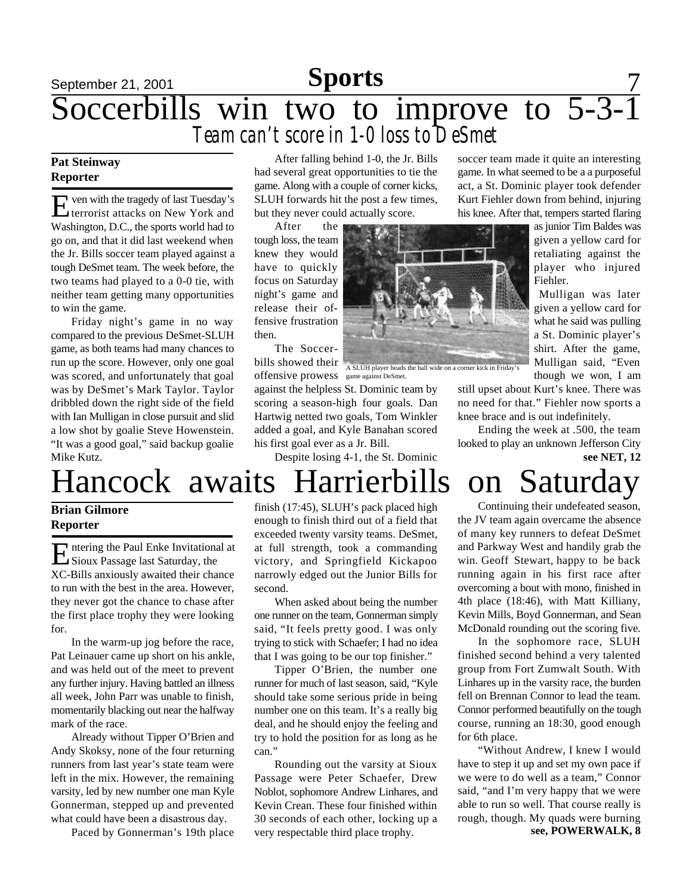# Soccerbills win two to improve to 5-3-1

## *Team can't score in 1-0 loss to DeSmet*

**Pat Steinway**
**Reporter**

Even with the tragedy of last Tuesday's terrorist attacks on New York and Washington, D.C., the sports world had to go on, and that it did last weekend when the Jr. Bills soccer team played against a tough DeSmet team. The week before, the two teams had played to a 0-0 tie, with neither team getting many opportunities to win the game.

Friday night's game in no way compared to the previous DeSmet-SLUH game, as both teams had many chances to run up the score. However, only one goal was scored, and unfortunately that goal was by DeSmet's Mark Taylor. Taylor dribbled down the right side of the field with Ian Mulligan in close pursuit and slid a low shot by goalie Steve Howenstein. "It was a good goal," said backup goalie Mike Kutz.

After falling behind 1-0, the Jr. Bills had several great opportunities to tie the game. Along with a couple of corner kicks, SLUH forwards hit the post a few times, but they never could actually score.

After the tough loss, the team knew they would have to quickly focus on Saturday night's game and release their offensive frustration then.

The Soccerbills showed their offensive prowess against the helpless St. Dominic team by scoring a season-high four goals. Dan Hartwig netted two goals, Tom Winkler added a goal, and Kyle Banahan scored his first goal ever as a Jr. Bill.

A SLUH player heads the ball wide on a corner kick in Friday's game against DeSmet.

Despite losing 4-1, the St. Dominic soccer team made it quite an interesting game. In what seemed to be a a purposeful act, a St. Dominic player took defender Kurt Fiehler down from behind, injuring his knee. After that, tempers started flaring as junior Tim Baldes was given a yellow card for retaliating against the player who injured Fiehler.

Mulligan was later given a yellow card for what he said was pulling a St. Dominic player's shirt. After the game, Mulligan said, "Even though we won, I am still upset about Kurt's knee. There was no need for that." Fiehler now sports a knee brace and is out indefinitely.

Ending the week at .500, the team looked to play an unknown Jefferson City

**see NET, 12**

# Hancock awaits Harrierbills on Saturday

**Brian Gilmore**
**Reporter**

Entering the Paul Enke Invitational at Sioux Passage last Saturday, the XC-Bills anxiously awaited their chance to run with the best in the area. However, they never got the chance to chase after the first place trophy they were looking for.

In the warm-up jog before the race, Pat Leinauer came up short on his ankle, and was held out of the meet to prevent any further injury. Having battled an illness all week, John Parr was unable to finish, momentarily blacking out near the halfway mark of the race.

Already without Tipper O'Brien and Andy Skoksy, none of the four returning runners from last year's state team were left in the mix. However, the remaining varsity, led by new number one man Kyle Gonnerman, stepped up and prevented what could have been a disastrous day.

Paced by Gonnerman's 19th place finish (17:45), SLUH's pack placed high enough to finish third out of a field that exceeded twenty varsity teams. DeSmet, at full strength, took a commanding victory, and Springfield Kickapoo narrowly edged out the Junior Bills for second.

When asked about being the number one runner on the team, Gonnerman simply said, "It feels pretty good. I was only trying to stick with Schaefer; I had no idea that I was going to be our top finisher."

Tipper O'Brien, the number one runner for much of last season, said, "Kyle should take some serious pride in being number one on this team. It's a really big deal, and he should enjoy the feeling and try to hold the position for as long as he can."

Rounding out the varsity at Sioux Passage were Peter Schaefer, Drew Noblot, sophomore Andrew Linhares, and Kevin Crean. These four finished within 30 seconds of each other, locking up a very respectable third place trophy.

Continuing their undefeated season, the JV team again overcame the absence of many key runners to defeat DeSmet and Parkway West and handily grab the win. Geoff Stewart, happy to be back running again in his first race after overcoming a bout with mono, finished in 4th place (18:46), with Matt Killiany, Kevin Mills, Boyd Gonnerman, and Sean McDonald rounding out the scoring five.

In the sophomore race, SLUH finished second behind a very talented group from Fort Zumwalt South. With Linhares up in the varsity race, the burden fell on Brennan Connor to lead the team. Connor performed beautifully on the tough course, running an 18:30, good enough for 6th place.

"Without Andrew, I knew I would have to step it up and set my own pace if we were to do well as a team," Connor said, "and I'm very happy that we were able to run so well. That course really is rough, though. My quads were burning

**see, POWERWALK, 8**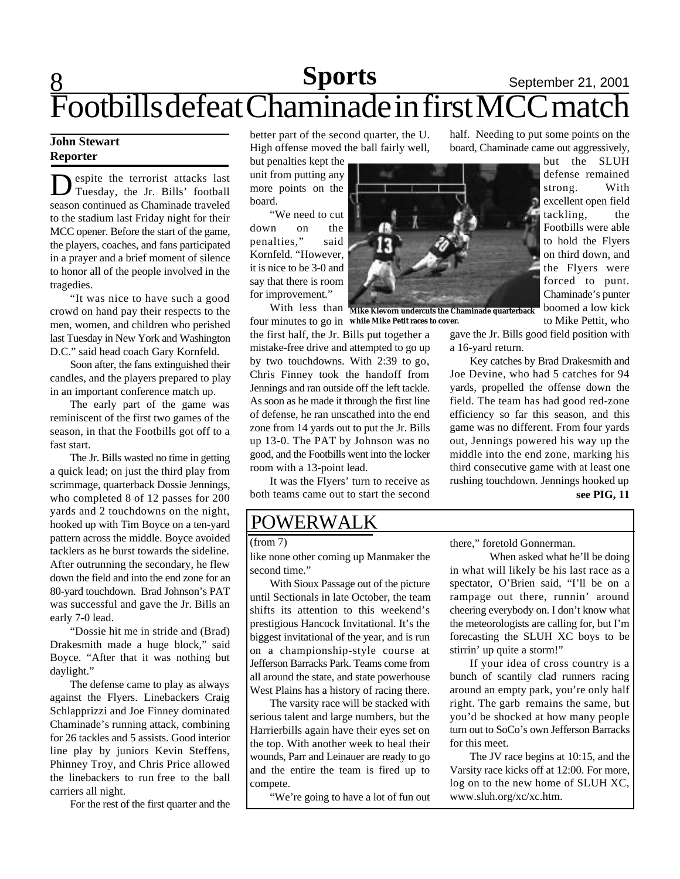# Footbills defeat Chaminade in first MCC match

**John Stewart**
**Reporter**

Despite the terrorist attacks last Tuesday, the Jr. Bills' football season continued as Chaminade traveled to the stadium last Friday night for their MCC opener. Before the start of the game, the players, coaches, and fans participated in a prayer and a brief moment of silence to honor all of the people involved in the tragedies.

"It was nice to have such a good crowd on hand pay their respects to the men, women, and children who perished last Tuesday in New York and Washington D.C." said head coach Gary Kornfeld.

Soon after, the fans extinguished their candles, and the players prepared to play in an important conference match up.

The early part of the game was reminiscent of the first two games of the season, in that the Footbills got off to a fast start.

The Jr. Bills wasted no time in getting a quick lead; on just the third play from scrimmage, quarterback Dossie Jennings, who completed 8 of 12 passes for 200 yards and 2 touchdowns on the night, hooked up with Tim Boyce on a ten-yard pattern across the middle. Boyce avoided tacklers as he burst towards the sideline. After outrunning the secondary, he flew down the field and into the end zone for an 80-yard touchdown. Brad Johnson's PAT was successful and gave the Jr. Bills an early 7-0 lead.

"Dossie hit me in stride and (Brad) Drakesmith made a huge block," said Boyce. "After that it was nothing but daylight."

The defense came to play as always against the Flyers. Linebackers Craig Schlapprizzi and Joe Finney dominated Chaminade's running attack, combining for 26 tackles and 5 assists. Good interior line play by juniors Kevin Steffens, Phinney Troy, and Chris Price allowed the linebackers to run free to the ball carriers all night.

For the rest of the first quarter and the better part of the second quarter, the U. High offense moved the ball fairly well, but penalties kept the unit from putting any more points on the board.

"We need to cut down on the penalties," said Kornfeld. "However, it is nice to be 3-0 and say that there is room for improvement."

Mike Klevorn undercuts the Chaminade quarterback while Mike Petit races to cover.

With less than four minutes to go in the first half, the Jr. Bills put together a mistake-free drive and attempted to go up by two touchdowns. With 2:39 to go, Chris Finney took the handoff from Jennings and ran outside off the left tackle. As soon as he made it through the first line of defense, he ran unscathed into the end zone from 14 yards out to put the Jr. Bills up 13-0. The PAT by Johnson was no good, and the Footbills went into the locker room with a 13-point lead.

It was the Flyers' turn to receive as both teams came out to start the second half. Needing to put some points on the board, Chaminade came out aggressively, but the SLUH defense remained strong. With excellent open field tackling, the Footbills were able to hold the Flyers on third down, and the Flyers were forced to punt. Chaminade's punter boomed a low kick to Mike Pettit, who gave the Jr. Bills good field position with a 16-yard return.

Key catches by Brad Drakesmith and Joe Devine, who had 5 catches for 94 yards, propelled the offense down the field. The team has had good red-zone efficiency so far this season, and this game was no different. From four yards out, Jennings powered his way up the middle into the end zone, marking his third consecutive game with at least one rushing touchdown. Jennings hooked up

**see PIG, 11**

## POWERWALK

(from 7)

like none other coming up Manmaker the second time."

With Sioux Passage out of the picture until Sectionals in late October, the team shifts its attention to this weekend's prestigious Hancock Invitational. It's the biggest invitational of the year, and is run on a championship-style course at Jefferson Barracks Park. Teams come from all around the state, and state powerhouse West Plains has a history of racing there.

The varsity race will be stacked with serious talent and large numbers, but the Harrierbills again have their eyes set on the top. With another week to heal their wounds, Parr and Leinauer are ready to go and the entire the team is fired up to compete.

"We're going to have a lot of fun out there," foretold Gonnerman.

When asked what he'll be doing in what will likely be his last race as a spectator, O'Brien said, "I'll be on a rampage out there, runnin' around cheering everybody on. I don't know what the meteorologists are calling for, but I'm forecasting the SLUH XC boys to be stirrin' up quite a storm!"

If your idea of cross country is a bunch of scantily clad runners racing around an empty park, you're only half right. The garb remains the same, but you'd be shocked at how many people turn out to SoCo's own Jefferson Barracks for this meet.

The JV race begins at 10:15, and the Varsity race kicks off at 12:00. For more, log on to the new home of SLUH XC, www.sluh.org/xc/xc.htm.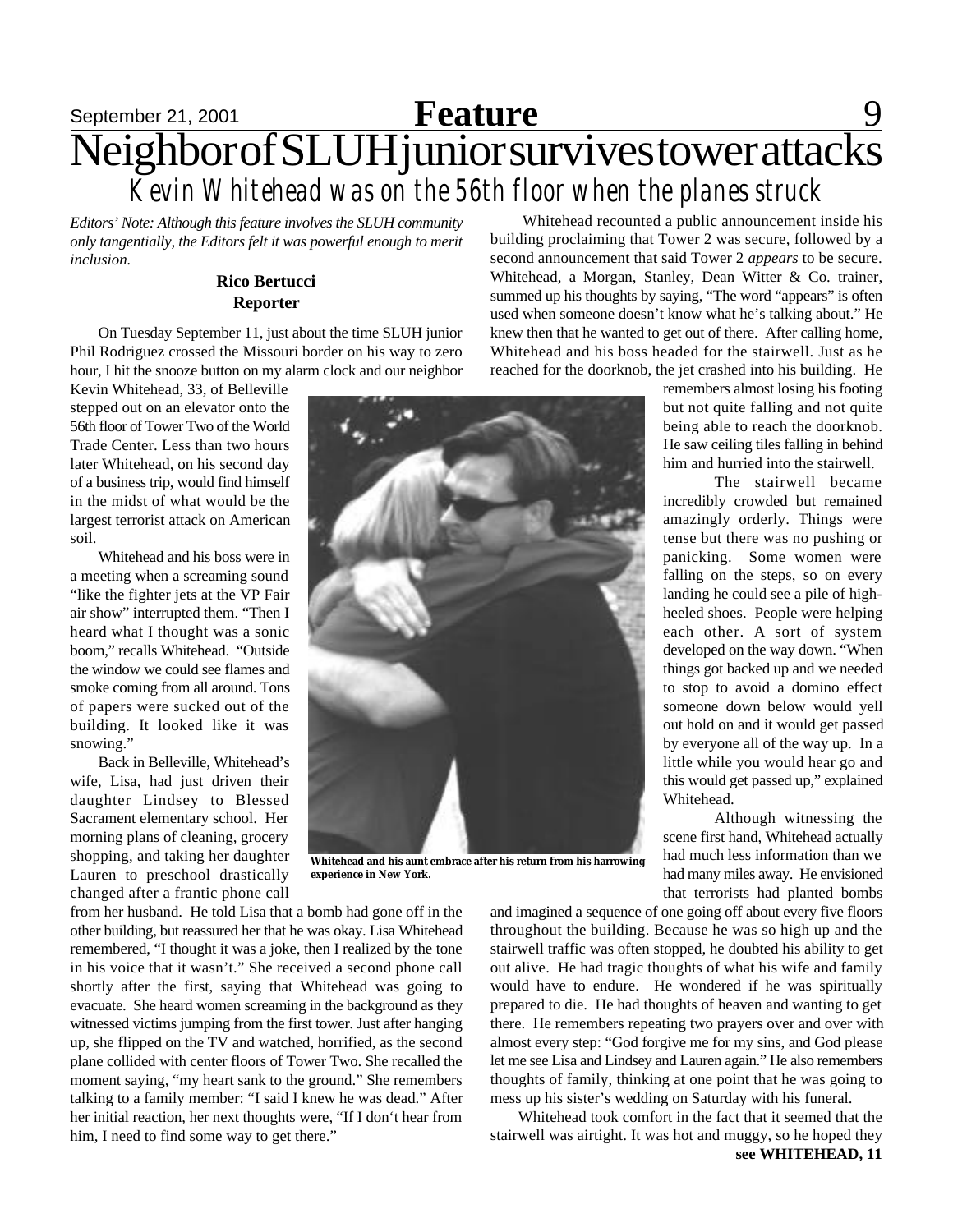# Neighbor of SLUH junior survives tower attacks

## Kevin Whitehead was on the 56th floor when the planes struck

*Editors' Note: Although this feature involves the SLUH community only tangentially, the Editors felt it was powerful enough to merit inclusion.*

**Rico Bertucci**
**Reporter**

On Tuesday September 11, just about the time SLUH junior Phil Rodriguez crossed the Missouri border on his way to zero hour, I hit the snooze button on my alarm clock and our neighbor Kevin Whitehead, 33, of Belleville stepped out on an elevator onto the 56th floor of Tower Two of the World Trade Center. Less than two hours later Whitehead, on his second day of a business trip, would find himself in the midst of what would be the largest terrorist attack on American soil.

Whitehead and his boss were in a meeting when a screaming sound "like the fighter jets at the VP Fair air show" interrupted them. "Then I heard what I thought was a sonic boom," recalls Whitehead. "Outside the window we could see flames and smoke coming from all around. Tons of papers were sucked out of the building. It looked like it was snowing."

Back in Belleville, Whitehead's wife, Lisa, had just driven their daughter Lindsey to Blessed Sacrament elementary school. Her morning plans of cleaning, grocery shopping, and taking her daughter Lauren to preschool drastically changed after a frantic phone call from her husband. He told Lisa that a bomb had gone off in the other building, but reassured her that he was okay. Lisa Whitehead remembered, "I thought it was a joke, then I realized by the tone in his voice that it wasn't." She received a second phone call shortly after the first, saying that Whitehead was going to evacuate. She heard women screaming in the background as they witnessed victims jumping from the first tower. Just after hanging up, she flipped on the TV and watched, horrified, as the second plane collided with center floors of Tower Two. She recalled the moment saying, "my heart sank to the ground." She remembers talking to a family member: "I said I knew he was dead." After her initial reaction, her next thoughts were, "If I don't hear from him, I need to find some way to get there."

**Whitehead and his aunt embrace after his return from his harrowing experience in New York.**

Whitehead recounted a public announcement inside his building proclaiming that Tower 2 was secure, followed by a second announcement that said Tower 2 *appears* to be secure. Whitehead, a Morgan, Stanley, Dean Witter & Co. trainer, summed up his thoughts by saying, "The word "appears" is often used when someone doesn't know what he's talking about." He knew then that he wanted to get out of there. After calling home, Whitehead and his boss headed for the stairwell. Just as he reached for the doorknob, the jet crashed into his building. He remembers almost losing his footing but not quite falling and not quite being able to reach the doorknob. He saw ceiling tiles falling in behind him and hurried into the stairwell.

The stairwell became incredibly crowded but remained amazingly orderly. Things were tense but there was no pushing or panicking. Some women were falling on the steps, so on every landing he could see a pile of high-heeled shoes. People were helping each other. A sort of system developed on the way down. "When things got backed up and we needed to stop to avoid a domino effect someone down below would yell out hold on and it would get passed by everyone all of the way up. In a little while you would hear go and this would get passed up," explained Whitehead.

Although witnessing the scene first hand, Whitehead actually had much less information than we had many miles away. He envisioned that terrorists had planted bombs and imagined a sequence of one going off about every five floors throughout the building. Because he was so high up and the stairwell traffic was often stopped, he doubted his ability to get out alive. He had tragic thoughts of what his wife and family would have to endure. He wondered if he was spiritually prepared to die. He had thoughts of heaven and wanting to get there. He remembers repeating two prayers over and over with almost every step: "God forgive me for my sins, and God please let me see Lisa and Lindsey and Lauren again." He also remembers thoughts of family, thinking at one point that he was going to mess up his sister's wedding on Saturday with his funeral.

Whitehead took comfort in the fact that it seemed that the stairwell was airtight. It was hot and muggy, so he hoped they

**see WHITEHEAD, 11**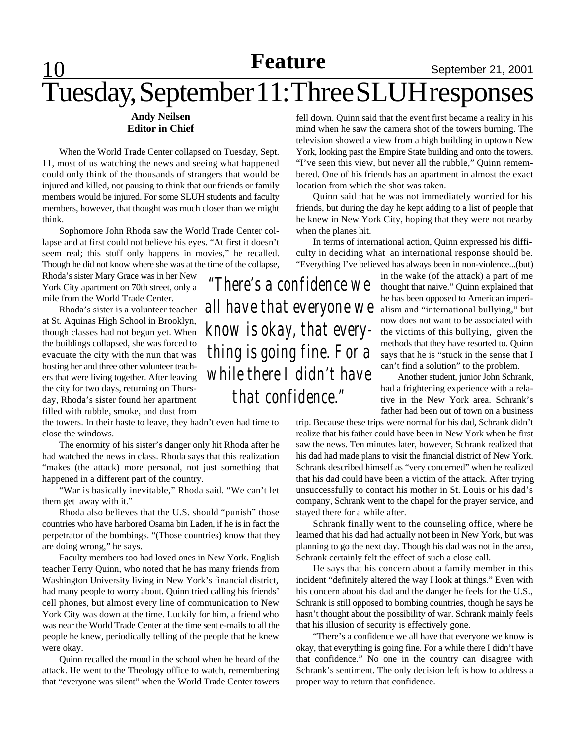# Tuesday, September 11: Three SLUH responses

**Andy Neilsen**
**Editor in Chief**

When the World Trade Center collapsed on Tuesday, Sept. 11, most of us watching the news and seeing what happened could only think of the thousands of strangers that would be injured and killed, not pausing to think that our friends or family members would be injured. For some SLUH students and faculty members, however, that thought was much closer than we might think.

Sophomore John Rhoda saw the World Trade Center collapse and at first could not believe his eyes. "At first it doesn't seem real; this stuff only happens in movies," he recalled. Though he did not know where she was at the time of the collapse, Rhoda's sister Mary Grace was in her New York City apartment on 70th street, only a mile from the World Trade Center.

Rhoda's sister is a volunteer teacher at St. Aquinas High School in Brooklyn, though classes had not begun yet. When the buildings collapsed, she was forced to evacuate the city with the nun that was hosting her and three other volunteer teachers that were living together. After leaving the city for two days, returning on Thursday, Rhoda's sister found her apartment filled with rubble, smoke, and dust from the towers. In their haste to leave, they hadn't even had time to close the windows.

The enormity of his sister's danger only hit Rhoda after he had watched the news in class. Rhoda says that this realization "makes (the attack) more personal, not just something that happened in a different part of the country.

"War is basically inevitable," Rhoda said. "We can't let them get away with it."

Rhoda also believes that the U.S. should "punish" those countries who have harbored Osama bin Laden, if he is in fact the perpetrator of the bombings. "(Those countries) know that they are doing wrong," he says.

Faculty members too had loved ones in New York. English teacher Terry Quinn, who noted that he has many friends from Washington University living in New York's financial district, had many people to worry about. Quinn tried calling his friends' cell phones, but almost every line of communication to New York City was down at the time. Luckily for him, a friend who was near the World Trade Center at the time sent e-mails to all the people he knew, periodically telling of the people that he knew were okay.

Quinn recalled the mood in the school when he heard of the attack. He went to the Theology office to watch, remembering that "everyone was silent" when the World Trade Center towers fell down. Quinn said that the event first became a reality in his mind when he saw the camera shot of the towers burning. The television showed a view from a high building in uptown New York, looking past the Empire State building and onto the towers. "I've seen this view, but never all the rubble," Quinn remembered. One of his friends has an apartment in almost the exact location from which the shot was taken.

Quinn said that he was not immediately worried for his friends, but during the day he kept adding to a list of people that he knew in New York City, hoping that they were not nearby when the planes hit.

In terms of international action, Quinn expressed his difficulty in deciding what an international response should be. "Everything I've believed has always been in non-violence...(but) in the wake (of the attack) a part of me thought that naive." Quinn explained that he has been opposed to American imperialism and "international bullying," but now does not want to be associated with the victims of this bullying, given the methods that they have resorted to. Quinn says that he is "stuck in the sense that I can't find a solution" to the problem.

*"There's a confidence we all have that everyone we know is okay, that everything is going fine. For a while there I didn't have that confidence."*

Another student, junior John Schrank, had a frightening experience with a relative in the New York area. Schrank's father had been out of town on a business trip. Because these trips were normal for his dad, Schrank didn't realize that his father could have been in New York when he first saw the news. Ten minutes later, however, Schrank realized that his dad had made plans to visit the financial district of New York. Schrank described himself as "very concerned" when he realized that his dad could have been a victim of the attack. After trying unsuccessfully to contact his mother in St. Louis or his dad's company, Schrank went to the chapel for the prayer service, and stayed there for a while after.

Schrank finally went to the counseling office, where he learned that his dad had actually not been in New York, but was planning to go the next day. Though his dad was not in the area, Schrank certainly felt the effect of such a close call.

He says that his concern about a family member in this incident "definitely altered the way I look at things." Even with his concern about his dad and the danger he feels for the U.S., Schrank is still opposed to bombing countries, though he says he hasn't thought about the possibility of war. Schrank mainly feels that his illusion of security is effectively gone.

"There's a confidence we all have that everyone we know is okay, that everything is going fine. For a while there I didn't have that confidence." No one in the country can disagree with Schrank's sentiment. The only decision left is how to address a proper way to return that confidence.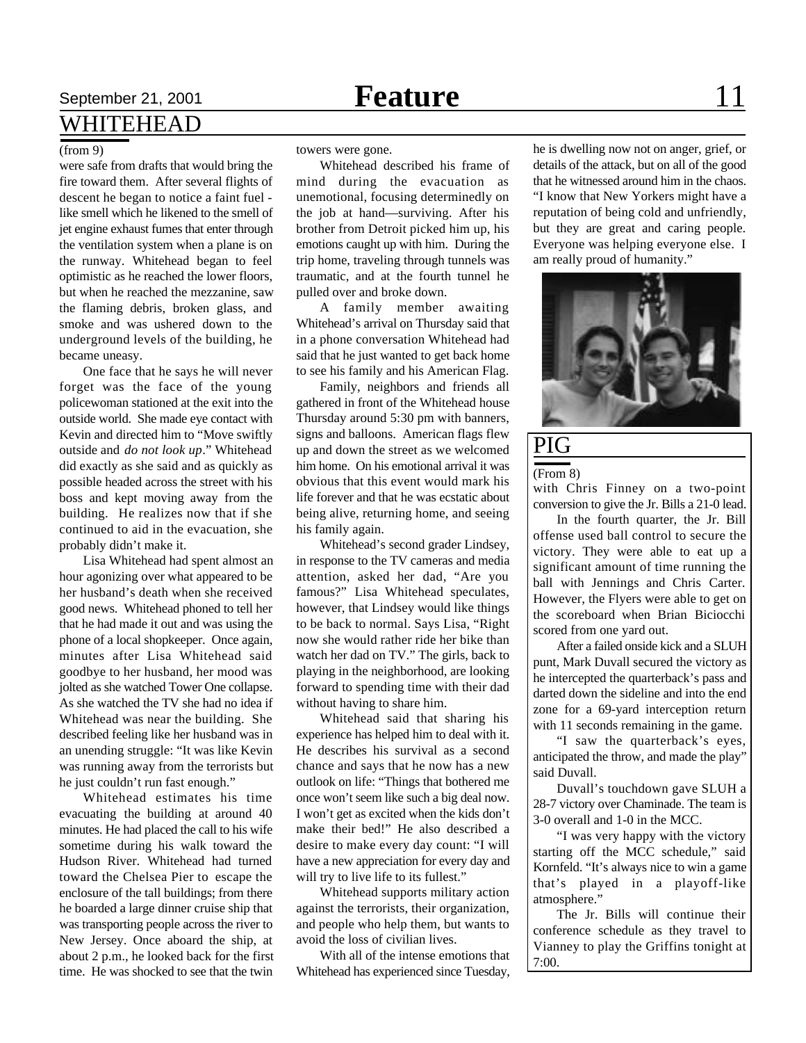## WHITEHEAD

(from 9)

were safe from drafts that would bring the fire toward them. After several flights of descent he began to notice a faint fuel - like smell which he likened to the smell of jet engine exhaust fumes that enter through the ventilation system when a plane is on the runway. Whitehead began to feel optimistic as he reached the lower floors, but when he reached the mezzanine, saw the flaming debris, broken glass, and smoke and was ushered down to the underground levels of the building, he became uneasy.

One face that he says he will never forget was the face of the young policewoman stationed at the exit into the outside world. She made eye contact with Kevin and directed him to "Move swiftly outside and *do not look up*." Whitehead did exactly as she said and as quickly as possible headed across the street with his boss and kept moving away from the building. He realizes now that if she continued to aid in the evacuation, she probably didn't make it.

Lisa Whitehead had spent almost an hour agonizing over what appeared to be her husband's death when she received good news. Whitehead phoned to tell her that he had made it out and was using the phone of a local shopkeeper. Once again, minutes after Lisa Whitehead said goodbye to her husband, her mood was jolted as she watched Tower One collapse. As she watched the TV she had no idea if Whitehead was near the building. She described feeling like her husband was in an unending struggle: "It was like Kevin was running away from the terrorists but he just couldn't run fast enough."

Whitehead estimates his time evacuating the building at around 40 minutes. He had placed the call to his wife sometime during his walk toward the Hudson River. Whitehead had turned toward the Chelsea Pier to escape the enclosure of the tall buildings; from there he boarded a large dinner cruise ship that was transporting people across the river to New Jersey. Once aboard the ship, at about 2 p.m., he looked back for the first time. He was shocked to see that the twin towers were gone.

Whitehead described his frame of mind during the evacuation as unemotional, focusing determinedly on the job at hand—surviving. After his brother from Detroit picked him up, his emotions caught up with him. During the trip home, traveling through tunnels was traumatic, and at the fourth tunnel he pulled over and broke down.

A family member awaiting Whitehead's arrival on Thursday said that in a phone conversation Whitehead had said that he just wanted to get back home to see his family and his American Flag.

Family, neighbors and friends all gathered in front of the Whitehead house Thursday around 5:30 pm with banners, signs and balloons. American flags flew up and down the street as we welcomed him home. On his emotional arrival it was obvious that this event would mark his life forever and that he was ecstatic about being alive, returning home, and seeing his family again.

Whitehead's second grader Lindsey, in response to the TV cameras and media attention, asked her dad, "Are you famous?" Lisa Whitehead speculates, however, that Lindsey would like things to be back to normal. Says Lisa, "Right now she would rather ride her bike than watch her dad on TV." The girls, back to playing in the neighborhood, are looking forward to spending time with their dad without having to share him.

Whitehead said that sharing his experience has helped him to deal with it. He describes his survival as a second chance and says that he now has a new outlook on life: "Things that bothered me once won't seem like such a big deal now. I won't get as excited when the kids don't make their bed!" He also described a desire to make every day count: "I will have a new appreciation for every day and will try to live life to its fullest."

Whitehead supports military action against the terrorists, their organization, and people who help them, but wants to avoid the loss of civilian lives.

With all of the intense emotions that Whitehead has experienced since Tuesday, he is dwelling now not on anger, grief, or details of the attack, but on all of the good that he witnessed around him in the chaos. "I know that New Yorkers might have a reputation of being cold and unfriendly, but they are great and caring people. Everyone was helping everyone else. I am really proud of humanity."

## PIG

(From 8)

with Chris Finney on a two-point conversion to give the Jr. Bills a 21-0 lead.

In the fourth quarter, the Jr. Bill offense used ball control to secure the victory. They were able to eat up a significant amount of time running the ball with Jennings and Chris Carter. However, the Flyers were able to get on the scoreboard when Brian Biciocchi scored from one yard out.

After a failed onside kick and a SLUH punt, Mark Duvall secured the victory as he intercepted the quarterback's pass and darted down the sideline and into the end zone for a 69-yard interception return with 11 seconds remaining in the game.

"I saw the quarterback's eyes, anticipated the throw, and made the play" said Duvall.

Duvall's touchdown gave SLUH a 28-7 victory over Chaminade. The team is 3-0 overall and 1-0 in the MCC.

"I was very happy with the victory starting off the MCC schedule," said Kornfeld. "It's always nice to win a game that's played in a playoff-like atmosphere."

The Jr. Bills will continue their conference schedule as they travel to Vianney to play the Griffins tonight at 7:00.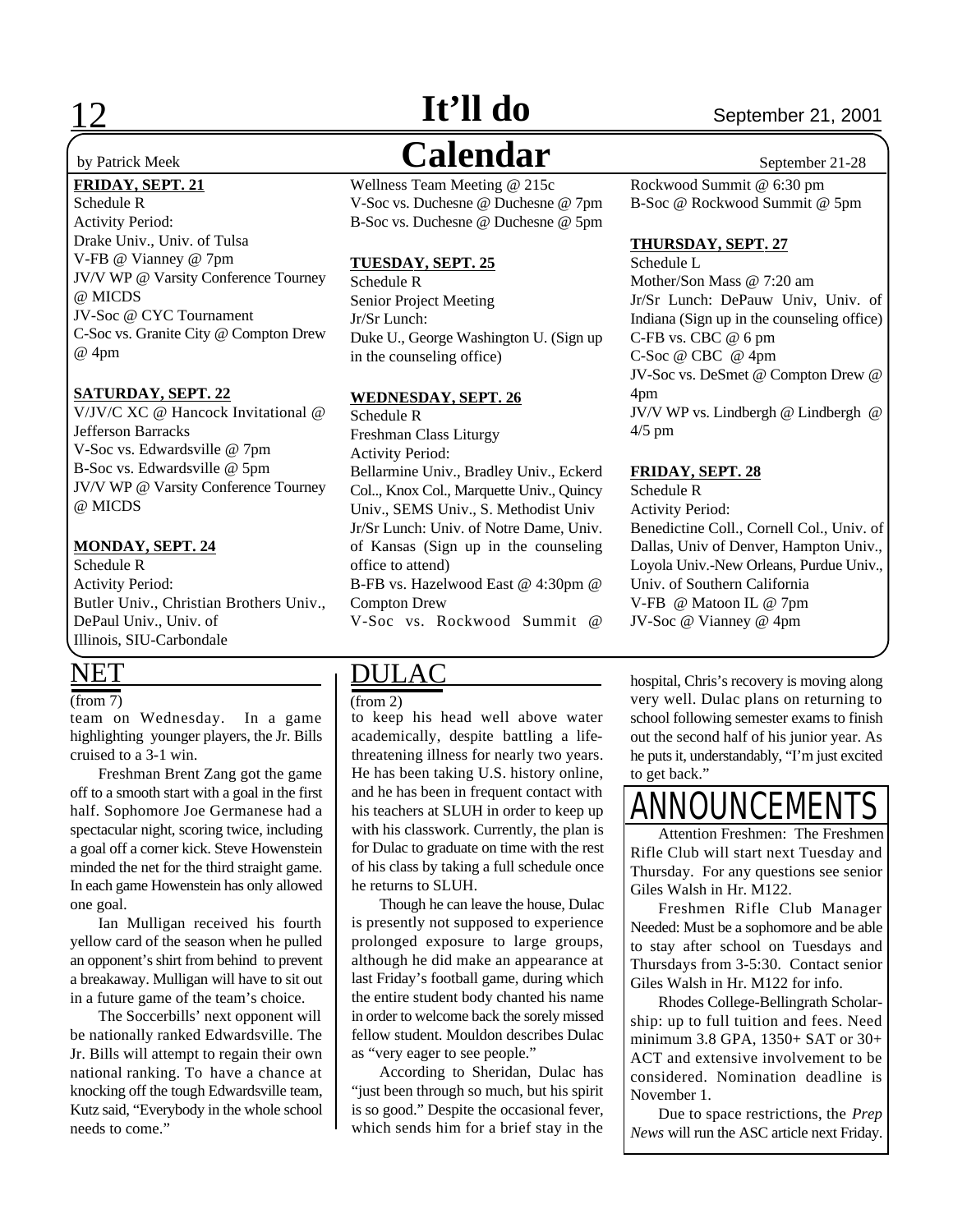# It'll do

# Calendar

by Patrick Meek

September 21-28

**FRIDAY, SEPT. 21**
Schedule R
Activity Period:
Drake Univ., Univ. of Tulsa
V-FB @ Vianney @ 7pm
JV/V WP @ Varsity Conference Tourney @ MICDS
JV-Soc @ CYC Tournament
C-Soc vs. Granite City @ Compton Drew @ 4pm

**SATURDAY, SEPT. 22**
V/JV/C XC @ Hancock Invitational @ Jefferson Barracks
V-Soc vs. Edwardsville @ 7pm
B-Soc vs. Edwardsville @ 5pm
JV/V WP @ Varsity Conference Tourney @ MICDS

**MONDAY, SEPT. 24**
Schedule R
Activity Period:
Butler Univ., Christian Brothers Univ., DePaul Univ., Univ. of Illinois, SIU-Carbondale
Wellness Team Meeting @ 215c
V-Soc vs. Duchesne @ Duchesne @ 7pm
B-Soc vs. Duchesne @ Duchesne @ 5pm

**TUESDAY, SEPT. 25**
Schedule R
Senior Project Meeting
Jr/Sr Lunch:
Duke U., George Washington U. (Sign up in the counseling office)

**WEDNESDAY, SEPT. 26**
Schedule R
Freshman Class Liturgy
Activity Period:
Bellarmine Univ., Bradley Univ., Eckerd Col.., Knox Col., Marquette Univ., Quincy Univ., SEMS Univ., S. Methodist Univ
Jr/Sr Lunch: Univ. of Notre Dame, Univ. of Kansas (Sign up in the counseling office to attend)
B-FB vs. Hazelwood East @ 4:30pm @ Compton Drew
V-Soc vs. Rockwood Summit @ Rockwood Summit @ 6:30 pm
B-Soc @ Rockwood Summit @ 5pm

**THURSDAY, SEPT. 27**
Schedule L
Mother/Son Mass @ 7:20 am
Jr/Sr Lunch: DePauw Univ, Univ. of Indiana (Sign up in the counseling office)
C-FB vs. CBC @ 6 pm
C-Soc @ CBC @ 4pm
JV-Soc vs. DeSmet @ Compton Drew @ 4pm
JV/V WP vs. Lindbergh @ Lindbergh @ 4/5 pm

**FRIDAY, SEPT. 28**
Schedule R
Activity Period:
Benedictine Coll., Cornell Col., Univ. of Dallas, Univ of Denver, Hampton Univ., Loyola Univ.-New Orleans, Purdue Univ., Univ. of Southern California
V-FB @ Matoon IL @ 7pm
JV-Soc @ Vianney @ 4pm

## NET

(from 7)

team on Wednesday. In a game highlighting younger players, the Jr. Bills cruised to a 3-1 win.

Freshman Brent Zang got the game off to a smooth start with a goal in the first half. Sophomore Joe Germanese had a spectacular night, scoring twice, including a goal off a corner kick. Steve Howenstein minded the net for the third straight game. In each game Howenstein has only allowed one goal.

Ian Mulligan received his fourth yellow card of the season when he pulled an opponent's shirt from behind to prevent a breakaway. Mulligan will have to sit out in a future game of the team's choice.

The Soccerbills' next opponent will be nationally ranked Edwardsville. The Jr. Bills will attempt to regain their own national ranking. To have a chance at knocking off the tough Edwardsville team, Kutz said, "Everybody in the whole school needs to come."

## DULAC

(from 2)

to keep his head well above water academically, despite battling a life-threatening illness for nearly two years. He has been taking U.S. history online, and he has been in frequent contact with his teachers at SLUH in order to keep up with his classwork. Currently, the plan is for Dulac to graduate on time with the rest of his class by taking a full schedule once he returns to SLUH.

Though he can leave the house, Dulac is presently not supposed to experience prolonged exposure to large groups, although he did make an appearance at last Friday's football game, during which the entire student body chanted his name in order to welcome back the sorely missed fellow student. Mouldon describes Dulac as "very eager to see people."

According to Sheridan, Dulac has "just been through so much, but his spirit is so good." Despite the occasional fever, which sends him for a brief stay in the hospital, Chris's recovery is moving along very well. Dulac plans on returning to school following semester exams to finish out the second half of his junior year. As he puts it, understandably, "I'm just excited to get back."

## ANNOUNCEMENTS

Attention Freshmen: The Freshmen Rifle Club will start next Tuesday and Thursday. For any questions see senior Giles Walsh in Hr. M122.

Freshmen Rifle Club Manager Needed: Must be a sophomore and be able to stay after school on Tuesdays and Thursdays from 3-5:30. Contact senior Giles Walsh in Hr. M122 for info.

Rhodes College-Bellingrath Scholarship: up to full tuition and fees. Need minimum 3.8 GPA, 1350+ SAT or 30+ ACT and extensive involvement to be considered. Nomination deadline is November 1.

Due to space restrictions, the *Prep News* will run the ASC article next Friday.